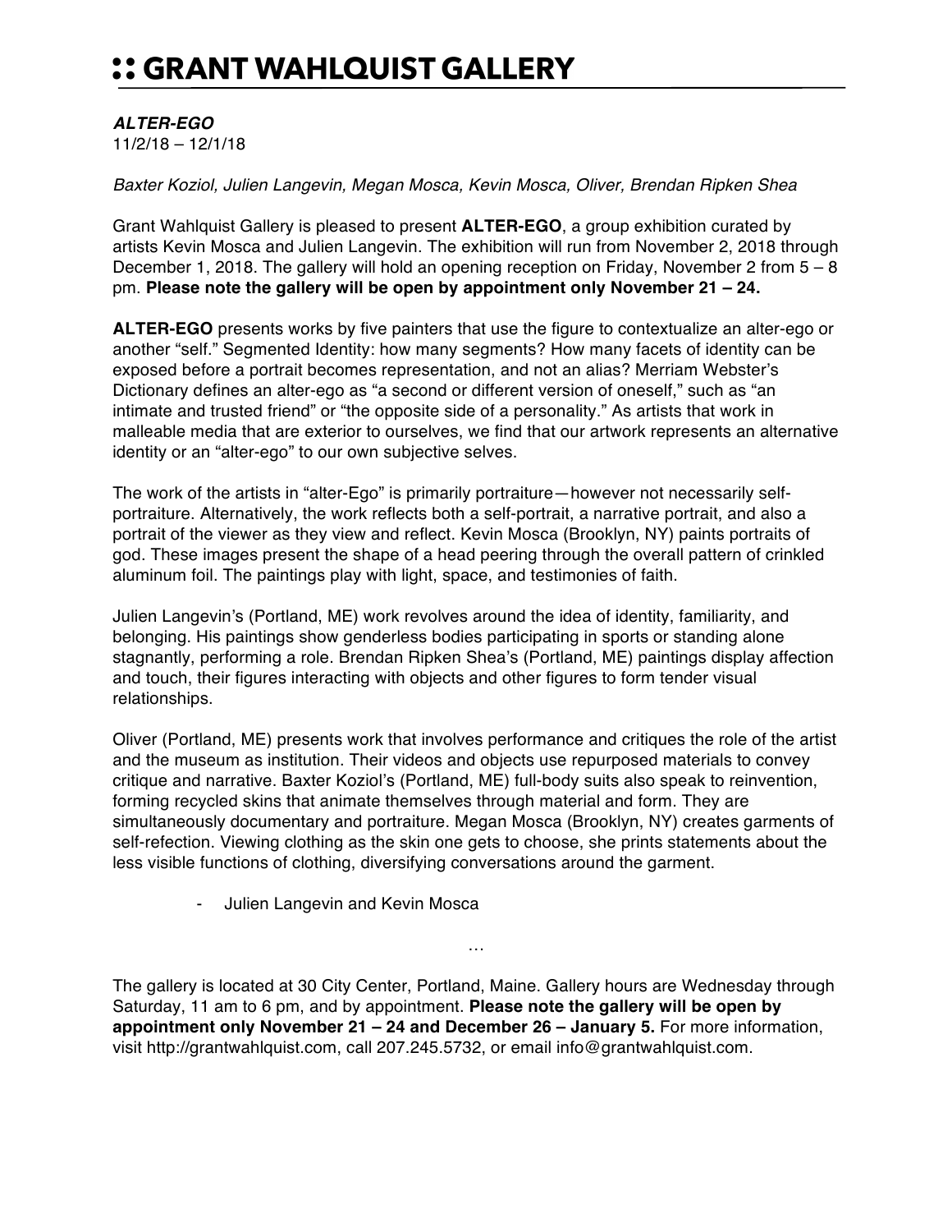# :: GRANT WAHLQUIST GALLERY

***ALTER-EGO***
11/2/18 – 12/1/18

*Baxter Koziol, Julien Langevin, Megan Mosca, Kevin Mosca, Oliver, Brendan Ripken Shea*

Grant Wahlquist Gallery is pleased to present **ALTER-EGO**, a group exhibition curated by artists Kevin Mosca and Julien Langevin. The exhibition will run from November 2, 2018 through December 1, 2018. The gallery will hold an opening reception on Friday, November 2 from 5 – 8 pm. **Please note the gallery will be open by appointment only November 21 – 24.**

**ALTER-EGO** presents works by five painters that use the figure to contextualize an alter-ego or another "self." Segmented Identity: how many segments? How many facets of identity can be exposed before a portrait becomes representation, and not an alias? Merriam Webster's Dictionary defines an alter-ego as "a second or different version of oneself," such as "an intimate and trusted friend" or "the opposite side of a personality." As artists that work in malleable media that are exterior to ourselves, we find that our artwork represents an alternative identity or an "alter-ego" to our own subjective selves.

The work of the artists in "alter-Ego" is primarily portraiture—however not necessarily self-portraiture. Alternatively, the work reflects both a self-portrait, a narrative portrait, and also a portrait of the viewer as they view and reflect. Kevin Mosca (Brooklyn, NY) paints portraits of god. These images present the shape of a head peering through the overall pattern of crinkled aluminum foil. The paintings play with light, space, and testimonies of faith.

Julien Langevin's (Portland, ME) work revolves around the idea of identity, familiarity, and belonging. His paintings show genderless bodies participating in sports or standing alone stagnantly, performing a role. Brendan Ripken Shea's (Portland, ME) paintings display affection and touch, their figures interacting with objects and other figures to form tender visual relationships.

Oliver (Portland, ME) presents work that involves performance and critiques the role of the artist and the museum as institution. Their videos and objects use repurposed materials to convey critique and narrative. Baxter Koziol's (Portland, ME) full-body suits also speak to reinvention, forming recycled skins that animate themselves through material and form. They are simultaneously documentary and portraiture. Megan Mosca (Brooklyn, NY) creates garments of self-refection. Viewing clothing as the skin one gets to choose, she prints statements about the less visible functions of clothing, diversifying conversations around the garment.

- Julien Langevin and Kevin Mosca

…

The gallery is located at 30 City Center, Portland, Maine. Gallery hours are Wednesday through Saturday, 11 am to 6 pm, and by appointment. **Please note the gallery will be open by appointment only November 21 – 24 and December 26 – January 5.** For more information, visit http://grantwahlquist.com, call 207.245.5732, or email info@grantwahlquist.com.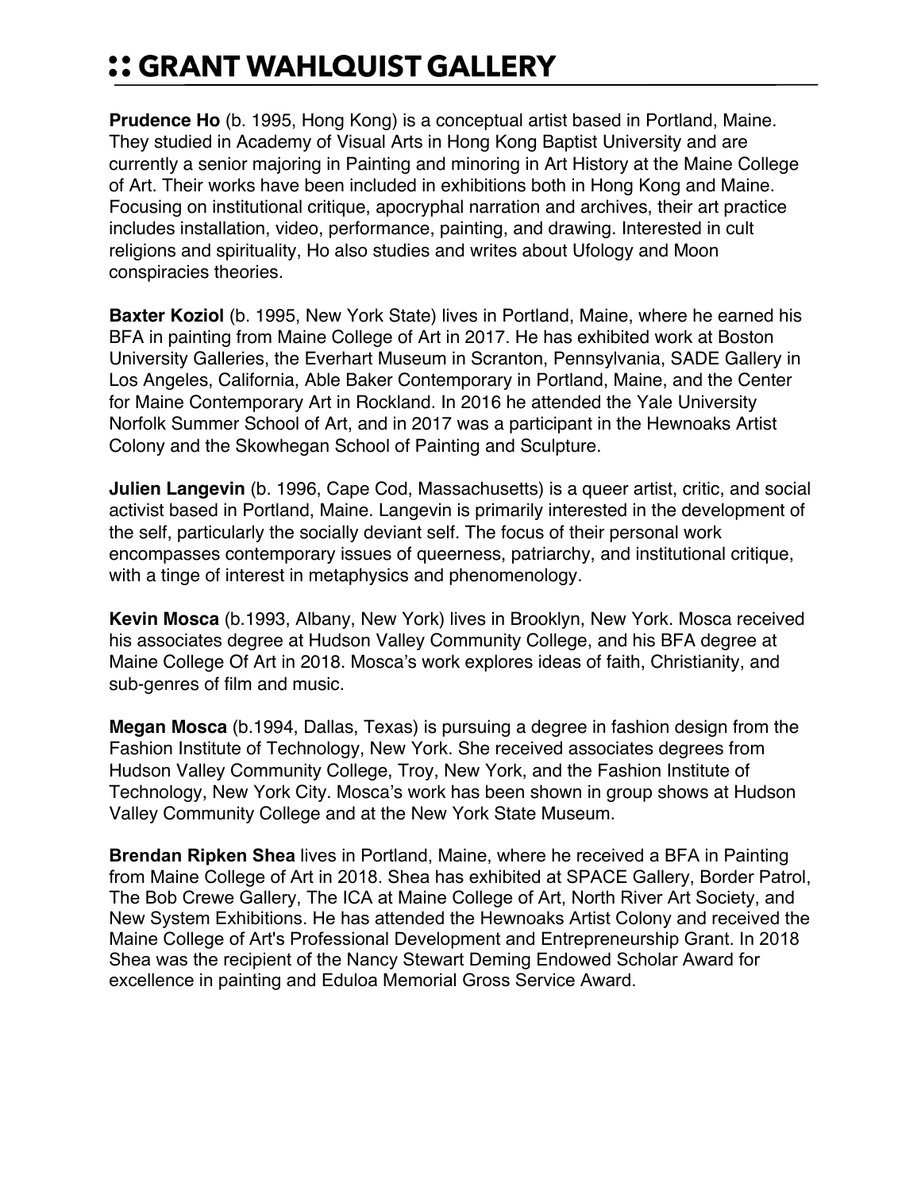**Prudence Ho** (b. 1995, Hong Kong) is a conceptual artist based in Portland, Maine. They studied in Academy of Visual Arts in Hong Kong Baptist University and are currently a senior majoring in Painting and minoring in Art History at the Maine College of Art. Their works have been included in exhibitions both in Hong Kong and Maine. Focusing on institutional critique, apocryphal narration and archives, their art practice includes installation, video, performance, painting, and drawing. Interested in cult religions and spirituality, Ho also studies and writes about Ufology and Moon conspiracies theories.

**Baxter Koziol** (b. 1995, New York State) lives in Portland, Maine, where he earned his BFA in painting from Maine College of Art in 2017. He has exhibited work at Boston University Galleries, the Everhart Museum in Scranton, Pennsylvania, SADE Gallery in Los Angeles, California, Able Baker Contemporary in Portland, Maine, and the Center for Maine Contemporary Art in Rockland. In 2016 he attended the Yale University Norfolk Summer School of Art, and in 2017 was a participant in the Hewnoaks Artist Colony and the Skowhegan School of Painting and Sculpture.

**Julien Langevin** (b. 1996, Cape Cod, Massachusetts) is a queer artist, critic, and social activist based in Portland, Maine. Langevin is primarily interested in the development of the self, particularly the socially deviant self. The focus of their personal work encompasses contemporary issues of queerness, patriarchy, and institutional critique, with a tinge of interest in metaphysics and phenomenology.

**Kevin Mosca** (b.1993, Albany, New York) lives in Brooklyn, New York. Mosca received his associates degree at Hudson Valley Community College, and his BFA degree at Maine College Of Art in 2018. Mosca's work explores ideas of faith, Christianity, and sub-genres of film and music.

**Megan Mosca** (b.1994, Dallas, Texas) is pursuing a degree in fashion design from the Fashion Institute of Technology, New York. She received associates degrees from Hudson Valley Community College, Troy, New York, and the Fashion Institute of Technology, New York City. Mosca's work has been shown in group shows at Hudson Valley Community College and at the New York State Museum.

**Brendan Ripken Shea** lives in Portland, Maine, where he received a BFA in Painting from Maine College of Art in 2018. Shea has exhibited at SPACE Gallery, Border Patrol, The Bob Crewe Gallery, The ICA at Maine College of Art, North River Art Society, and New System Exhibitions. He has attended the Hewnoaks Artist Colony and received the Maine College of Art's Professional Development and Entrepreneurship Grant. In 2018 Shea was the recipient of the Nancy Stewart Deming Endowed Scholar Award for excellence in painting and Eduloa Memorial Gross Service Award.